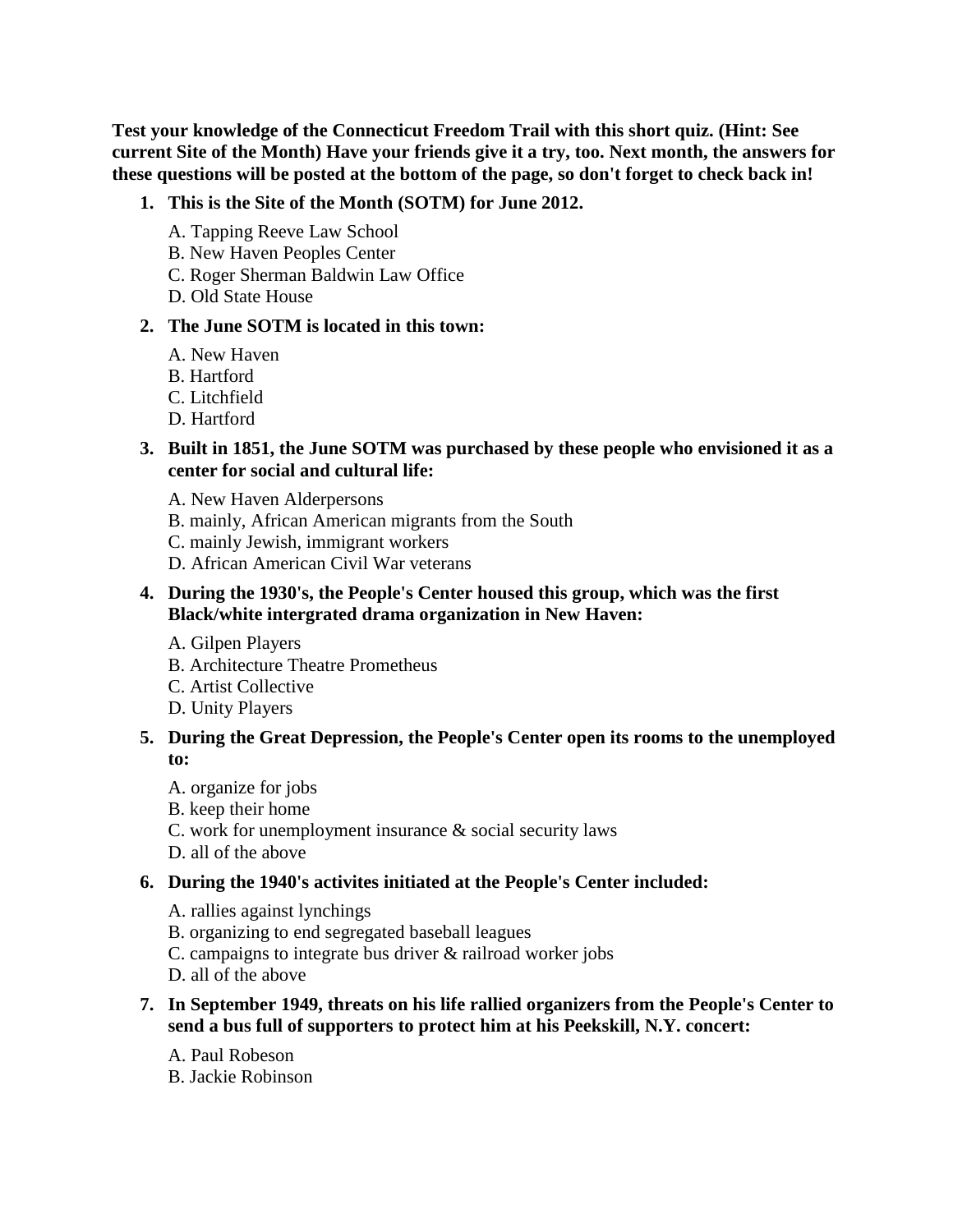**Test your knowledge of the Connecticut Freedom Trail with this short quiz. (Hint: See current Site of the Month) Have your friends give it a try, too. Next month, the answers for these questions will be posted at the bottom of the page, so don't forget to check back in!**

1. **This is the Site of the Month (SOTM) for June 2012.**

   A. Tapping Reeve Law School
   B. New Haven Peoples Center
   C. Roger Sherman Baldwin Law Office
   D. Old State House

2. **The June SOTM is located in this town:**

   A. New Haven
   B. Hartford
   C. Litchfield
   D. Hartford

3. **Built in 1851, the June SOTM was purchased by these people who envisioned it as a center for social and cultural life:**

   A. New Haven Alderpersons
   B. mainly, African American migrants from the South
   C. mainly Jewish, immigrant workers
   D. African American Civil War veterans

4. **During the 1930's, the People's Center housed this group, which was the first Black/white intergrated drama organization in New Haven:**

   A. Gilpen Players
   B. Architecture Theatre Prometheus
   C. Artist Collective
   D. Unity Players

5. **During the Great Depression, the People's Center open its rooms to the unemployed to:**

   A. organize for jobs
   B. keep their home
   C. work for unemployment insurance & social security laws
   D. all of the above

6. **During the 1940's activites initiated at the People's Center included:**

   A. rallies against lynchings
   B. organizing to end segregated baseball leagues
   C. campaigns to integrate bus driver & railroad worker jobs
   D. all of the above

7. **In September 1949, threats on his life rallied organizers from the People's Center to send a bus full of supporters to protect him at his Peekskill, N.Y. concert:**

   A. Paul Robeson
   B. Jackie Robinson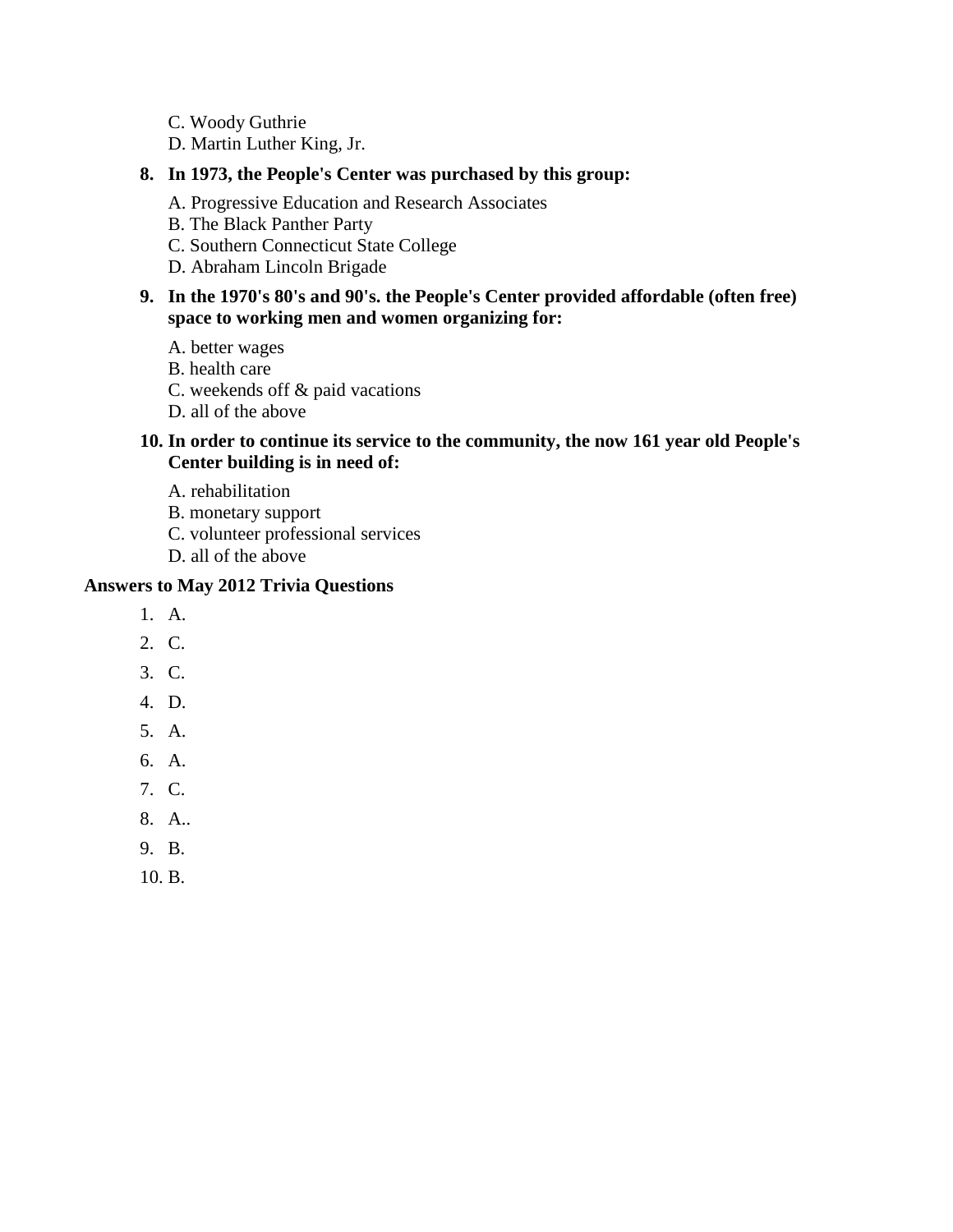C. Woody Guthrie
D. Martin Luther King, Jr.

8. **In 1973, the People's Center was purchased by this group:**

   A. Progressive Education and Research Associates
   B. The Black Panther Party
   C. Southern Connecticut State College
   D. Abraham Lincoln Brigade

9. **In the 1970's 80's and 90's. the People's Center provided affordable (often free) space to working men and women organizing for:**

   A. better wages
   B. health care
   C. weekends off & paid vacations
   D. all of the above

10. **In order to continue its service to the community, the now 161 year old People's Center building is in need of:**

    A. rehabilitation
    B. monetary support
    C. volunteer professional services
    D. all of the above

**Answers to May 2012 Trivia Questions**

1. A.
2. C.
3. C.
4. D.
5. A.
6. A.
7. C.
8. A..
9. B.
10. B.